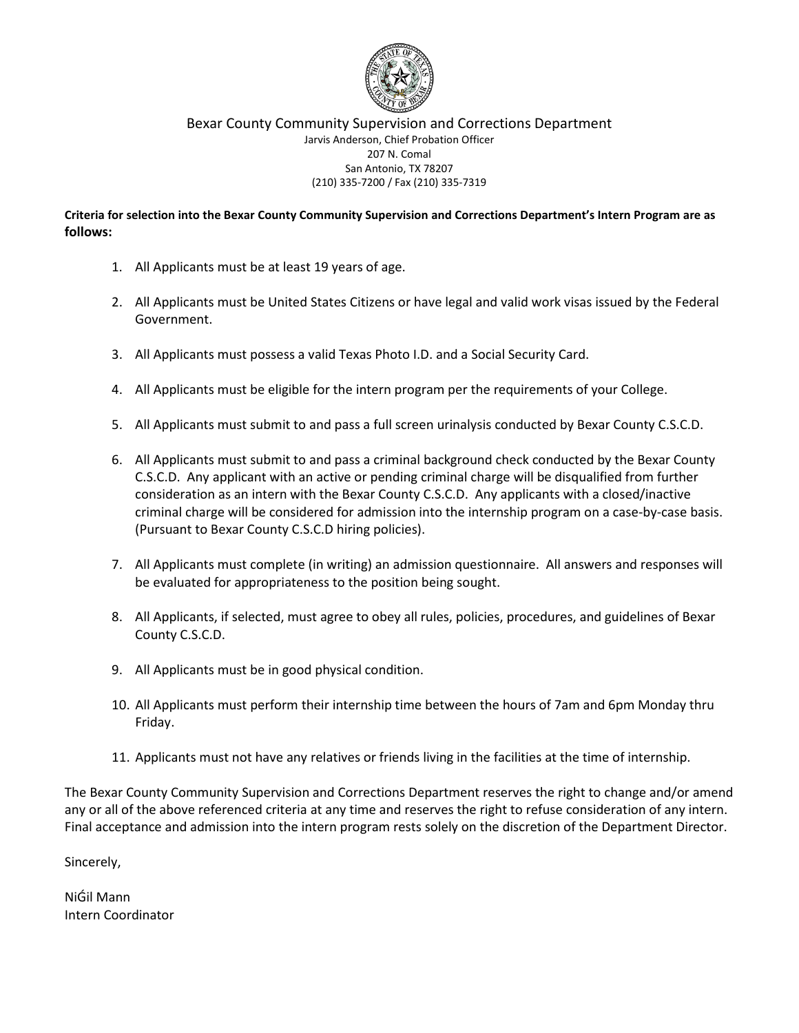Bexar County Community Supervision and Corrections Department

Jarvis Anderson, Chief Probation Officer
207 N. Comal
San Antonio, TX 78207
(210) 335-7200 / Fax (210) 335-7319

**Criteria for selection into the Bexar County Community Supervision and Corrections Department's Intern Program are as follows:**

1. All Applicants must be at least 19 years of age.
2. All Applicants must be United States Citizens or have legal and valid work visas issued by the Federal Government.
3. All Applicants must possess a valid Texas Photo I.D. and a Social Security Card.
4. All Applicants must be eligible for the intern program per the requirements of your College.
5. All Applicants must submit to and pass a full screen urinalysis conducted by Bexar County C.S.C.D.
6. All Applicants must submit to and pass a criminal background check conducted by the Bexar County C.S.C.D. Any applicant with an active or pending criminal charge will be disqualified from further consideration as an intern with the Bexar County C.S.C.D. Any applicants with a closed/inactive criminal charge will be considered for admission into the internship program on a case-by-case basis. (Pursuant to Bexar County C.S.C.D hiring policies).
7. All Applicants must complete (in writing) an admission questionnaire. All answers and responses will be evaluated for appropriateness to the position being sought.
8. All Applicants, if selected, must agree to obey all rules, policies, procedures, and guidelines of Bexar County C.S.C.D.
9. All Applicants must be in good physical condition.
10. All Applicants must perform their internship time between the hours of 7am and 6pm Monday thru Friday.
11. Applicants must not have any relatives or friends living in the facilities at the time of internship.

The Bexar County Community Supervision and Corrections Department reserves the right to change and/or amend any or all of the above referenced criteria at any time and reserves the right to refuse consideration of any intern. Final acceptance and admission into the intern program rests solely on the discretion of the Department Director.

Sincerely,

NiǴil Mann
Intern Coordinator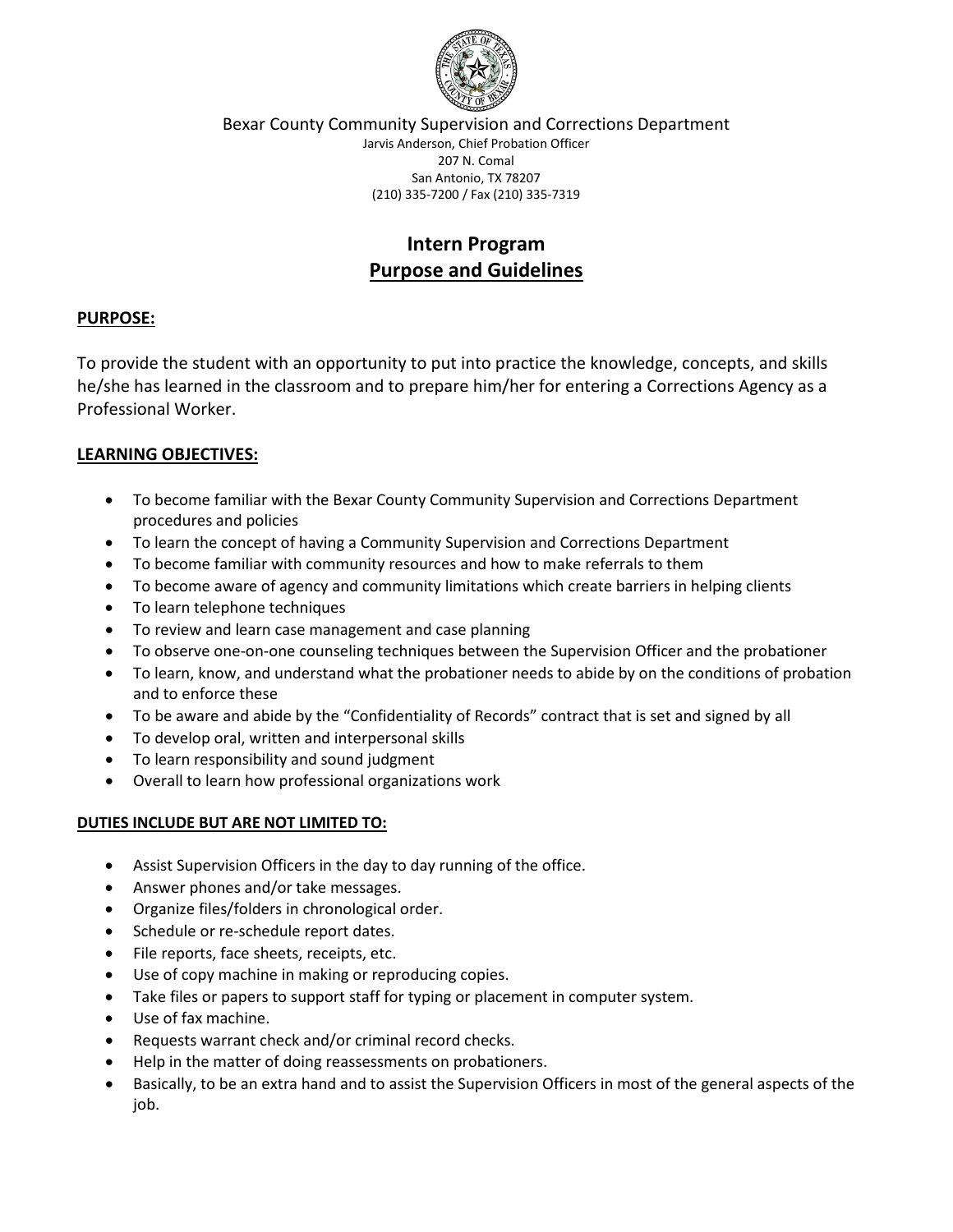Bexar County Community Supervision and Corrections Department
Jarvis Anderson, Chief Probation Officer
207 N. Comal
San Antonio, TX 78207
(210) 335-7200 / Fax (210) 335-7319

# Intern Program
## Purpose and Guidelines

**PURPOSE:**

To provide the student with an opportunity to put into practice the knowledge, concepts, and skills he/she has learned in the classroom and to prepare him/her for entering a Corrections Agency as a Professional Worker.

**LEARNING OBJECTIVES:**

- To become familiar with the Bexar County Community Supervision and Corrections Department procedures and policies
- To learn the concept of having a Community Supervision and Corrections Department
- To become familiar with community resources and how to make referrals to them
- To become aware of agency and community limitations which create barriers in helping clients
- To learn telephone techniques
- To review and learn case management and case planning
- To observe one-on-one counseling techniques between the Supervision Officer and the probationer
- To learn, know, and understand what the probationer needs to abide by on the conditions of probation and to enforce these
- To be aware and abide by the "Confidentiality of Records" contract that is set and signed by all
- To develop oral, written and interpersonal skills
- To learn responsibility and sound judgment
- Overall to learn how professional organizations work

**DUTIES INCLUDE BUT ARE NOT LIMITED TO:**

- Assist Supervision Officers in the day to day running of the office.
- Answer phones and/or take messages.
- Organize files/folders in chronological order.
- Schedule or re-schedule report dates.
- File reports, face sheets, receipts, etc.
- Use of copy machine in making or reproducing copies.
- Take files or papers to support staff for typing or placement in computer system.
- Use of fax machine.
- Requests warrant check and/or criminal record checks.
- Help in the matter of doing reassessments on probationers.
- Basically, to be an extra hand and to assist the Supervision Officers in most of the general aspects of the job.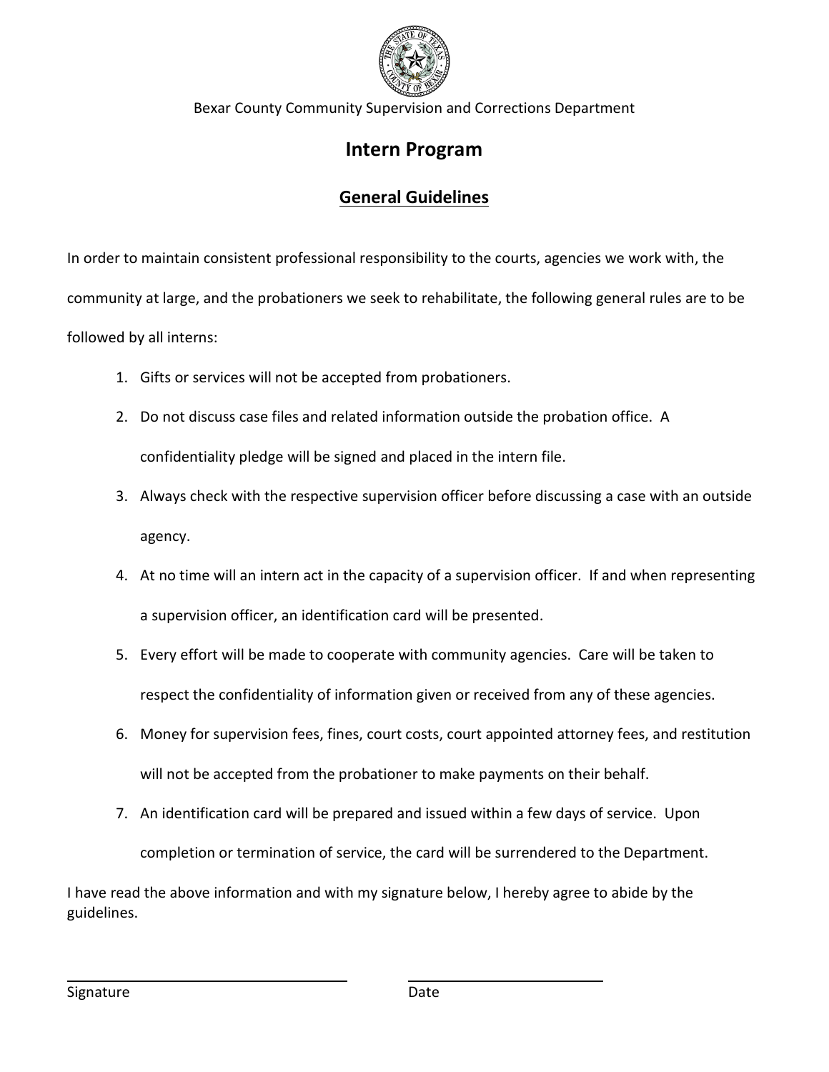Bexar County Community Supervision and Corrections Department

# Intern Program

## General Guidelines

In order to maintain consistent professional responsibility to the courts, agencies we work with, the community at large, and the probationers we seek to rehabilitate, the following general rules are to be followed by all interns:

1. Gifts or services will not be accepted from probationers.
2. Do not discuss case files and related information outside the probation office. A confidentiality pledge will be signed and placed in the intern file.
3. Always check with the respective supervision officer before discussing a case with an outside agency.
4. At no time will an intern act in the capacity of a supervision officer. If and when representing a supervision officer, an identification card will be presented.
5. Every effort will be made to cooperate with community agencies. Care will be taken to respect the confidentiality of information given or received from any of these agencies.
6. Money for supervision fees, fines, court costs, court appointed attorney fees, and restitution will not be accepted from the probationer to make payments on their behalf.
7. An identification card will be prepared and issued within a few days of service. Upon completion or termination of service, the card will be surrendered to the Department.

I have read the above information and with my signature below, I hereby agree to abide by the guidelines.

Signature ______________________ Date ______________________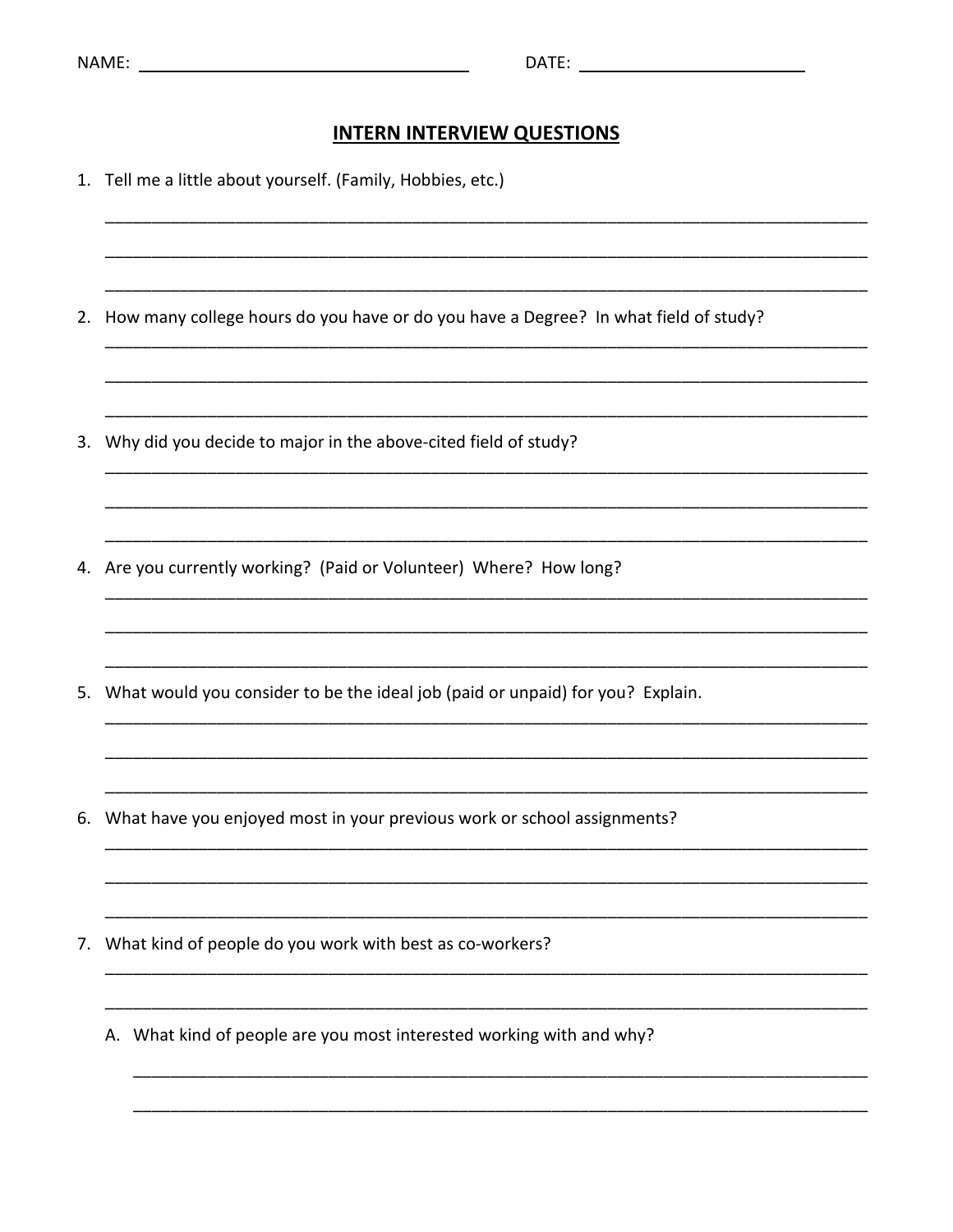NAME: ______________________________ DATE: ____________________

## INTERN INTERVIEW QUESTIONS

1. Tell me a little about yourself. (Family, Hobbies, etc.)

   ________________________________________________________________________________

   ________________________________________________________________________________

   ________________________________________________________________________________

2. How many college hours do you have or do you have a Degree? In what field of study?

   ________________________________________________________________________________

   ________________________________________________________________________________

   ________________________________________________________________________________

3. Why did you decide to major in the above-cited field of study?

   ________________________________________________________________________________

   ________________________________________________________________________________

   ________________________________________________________________________________

4. Are you currently working? (Paid or Volunteer) Where? How long?

   ________________________________________________________________________________

   ________________________________________________________________________________

   ________________________________________________________________________________

5. What would you consider to be the ideal job (paid or unpaid) for you? Explain.

   ________________________________________________________________________________

   ________________________________________________________________________________

   ________________________________________________________________________________

6. What have you enjoyed most in your previous work or school assignments?

   ________________________________________________________________________________

   ________________________________________________________________________________

   ________________________________________________________________________________

7. What kind of people do you work with best as co-workers?

   ________________________________________________________________________________

   ________________________________________________________________________________

   A. What kind of people are you most interested working with and why?

      ____________________________________________________________________________

      ____________________________________________________________________________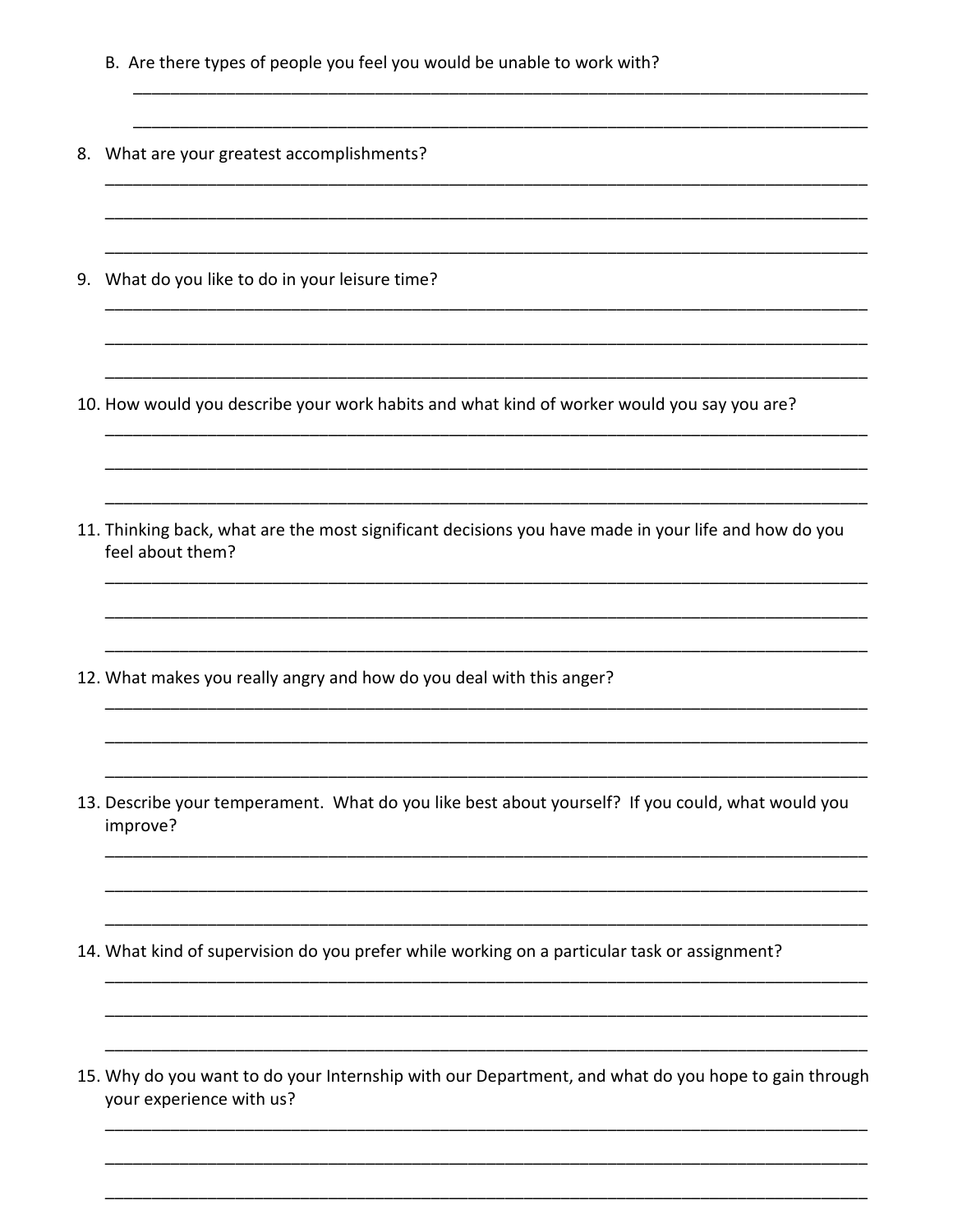B. Are there types of people you feel you would be unable to work with?

_______________________________________________________________________________

_______________________________________________________________________________

8. What are your greatest accomplishments?

_______________________________________________________________________________

_______________________________________________________________________________

_______________________________________________________________________________

9. What do you like to do in your leisure time?

_______________________________________________________________________________

_______________________________________________________________________________

_______________________________________________________________________________

10. How would you describe your work habits and what kind of worker would you say you are?

_______________________________________________________________________________

_______________________________________________________________________________

_______________________________________________________________________________

11. Thinking back, what are the most significant decisions you have made in your life and how do you feel about them?

_______________________________________________________________________________

_______________________________________________________________________________

_______________________________________________________________________________

12. What makes you really angry and how do you deal with this anger?

_______________________________________________________________________________

_______________________________________________________________________________

_______________________________________________________________________________

13. Describe your temperament. What do you like best about yourself? If you could, what would you improve?

_______________________________________________________________________________

_______________________________________________________________________________

_______________________________________________________________________________

14. What kind of supervision do you prefer while working on a particular task or assignment?

_______________________________________________________________________________

_______________________________________________________________________________

_______________________________________________________________________________

15. Why do you want to do your Internship with our Department, and what do you hope to gain through your experience with us?

_______________________________________________________________________________

_______________________________________________________________________________

_______________________________________________________________________________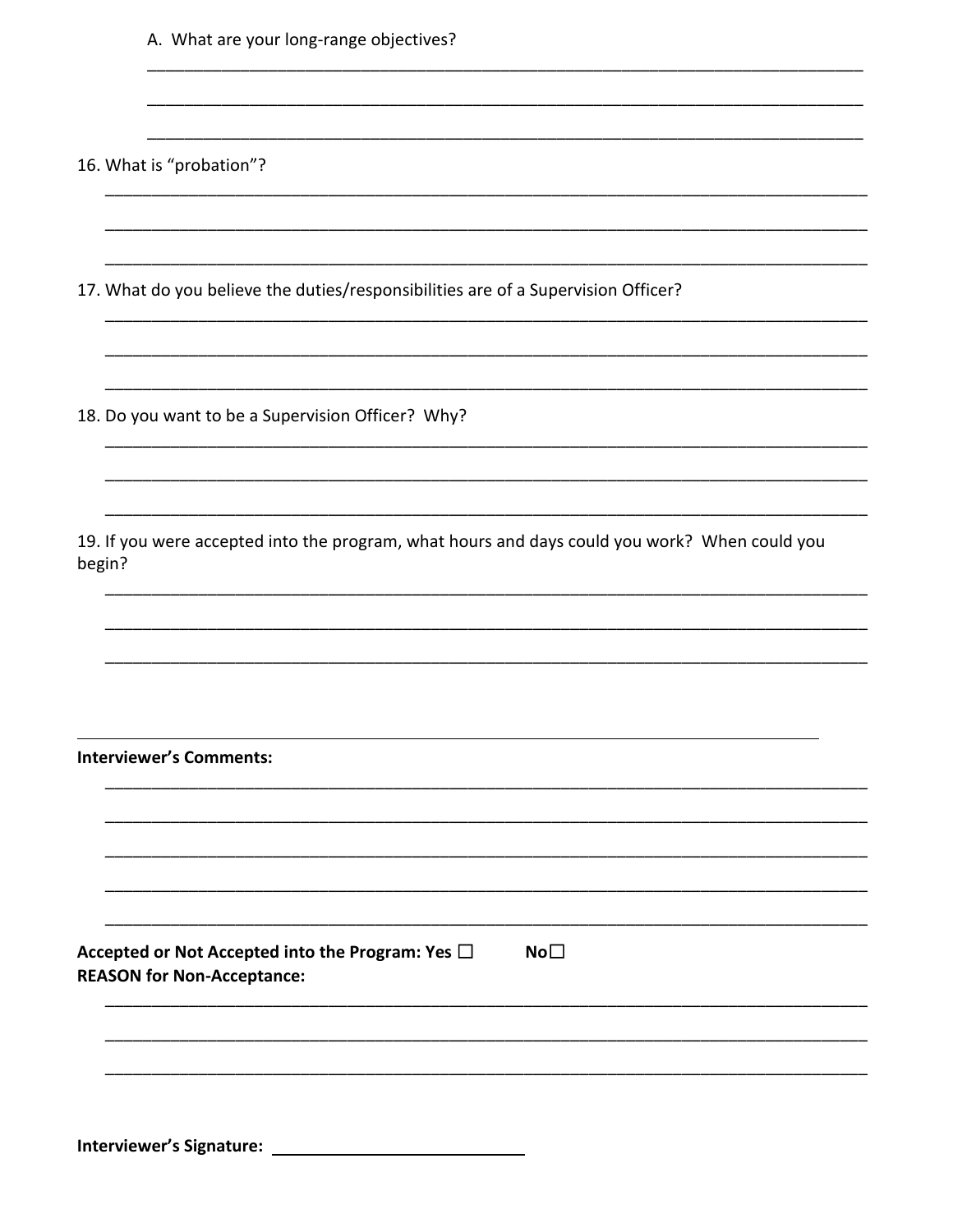A. What are your long-range objectives?

_______________________________________________________________________________

_______________________________________________________________________________

_______________________________________________________________________________

16. What is "probation"?

_______________________________________________________________________________

_______________________________________________________________________________

_______________________________________________________________________________

17. What do you believe the duties/responsibilities are of a Supervision Officer?

_______________________________________________________________________________

_______________________________________________________________________________

_______________________________________________________________________________

18. Do you want to be a Supervision Officer? Why?

_______________________________________________________________________________

_______________________________________________________________________________

_______________________________________________________________________________

19. If you were accepted into the program, what hours and days could you work? When could you begin?

_______________________________________________________________________________

_______________________________________________________________________________

_______________________________________________________________________________

---

**Interviewer's Comments:**

_______________________________________________________________________________

_______________________________________________________________________________

_______________________________________________________________________________

_______________________________________________________________________________

_______________________________________________________________________________

**Accepted or Not Accepted into the Program: Yes ☐ No☐**
**REASON for Non-Acceptance:**

_______________________________________________________________________________

_______________________________________________________________________________

_______________________________________________________________________________

**Interviewer's Signature:** ____________________________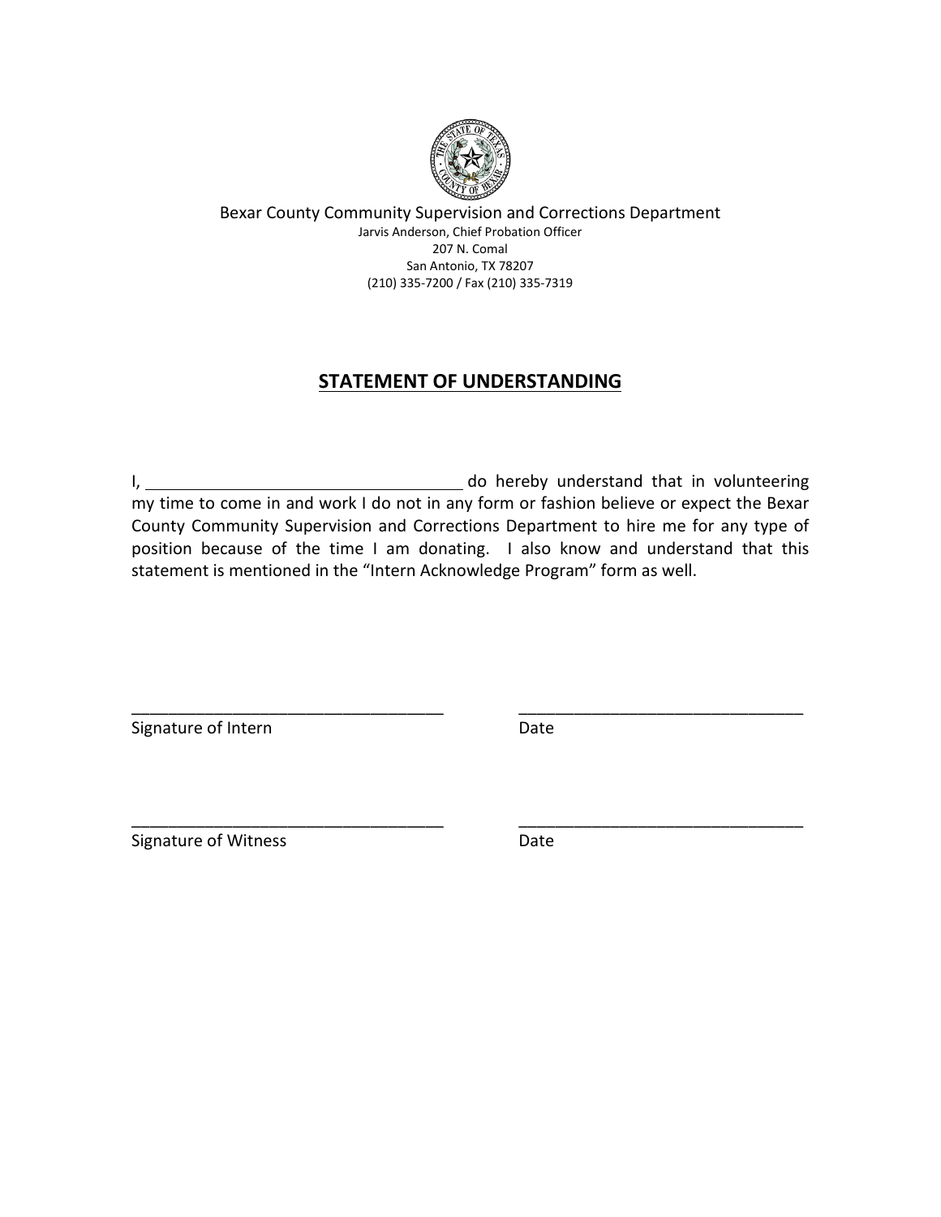Bexar County Community Supervision and Corrections Department

Jarvis Anderson, Chief Probation Officer
207 N. Comal
San Antonio, TX 78207
(210) 335-7200 / Fax (210) 335-7319

## STATEMENT OF UNDERSTANDING

I, ___________________________________ do hereby understand that in volunteering my time to come in and work I do not in any form or fashion believe or expect the Bexar County Community Supervision and Corrections Department to hire me for any type of position because of the time I am donating. I also know and understand that this statement is mentioned in the "Intern Acknowledge Program" form as well.

___________________________________ ___________________________________
Signature of Intern Date

___________________________________ ___________________________________
Signature of Witness Date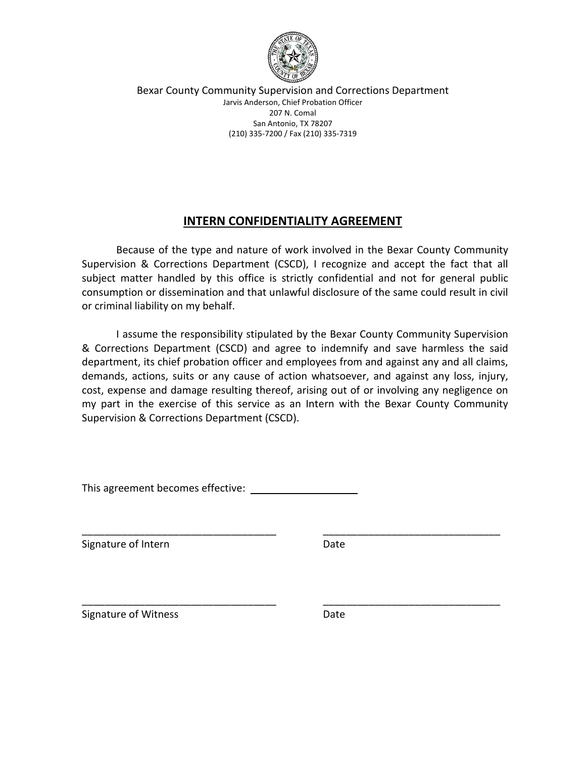Bexar County Community Supervision and Corrections Department
Jarvis Anderson, Chief Probation Officer
207 N. Comal
San Antonio, TX 78207
(210) 335-7200 / Fax (210) 335-7319

# INTERN CONFIDENTIALITY AGREEMENT

Because of the type and nature of work involved in the Bexar County Community Supervision & Corrections Department (CSCD), I recognize and accept the fact that all subject matter handled by this office is strictly confidential and not for general public consumption or dissemination and that unlawful disclosure of the same could result in civil or criminal liability on my behalf.

I assume the responsibility stipulated by the Bexar County Community Supervision & Corrections Department (CSCD) and agree to indemnify and save harmless the said department, its chief probation officer and employees from and against any and all claims, demands, actions, suits or any cause of action whatsoever, and against any loss, injury, cost, expense and damage resulting thereof, arising out of or involving any negligence on my part in the exercise of this service as an Intern with the Bexar County Community Supervision & Corrections Department (CSCD).

This agreement becomes effective: ____________________

__________________________________ Signature of Intern

__________________________________ Date

__________________________________ Signature of Witness

__________________________________ Date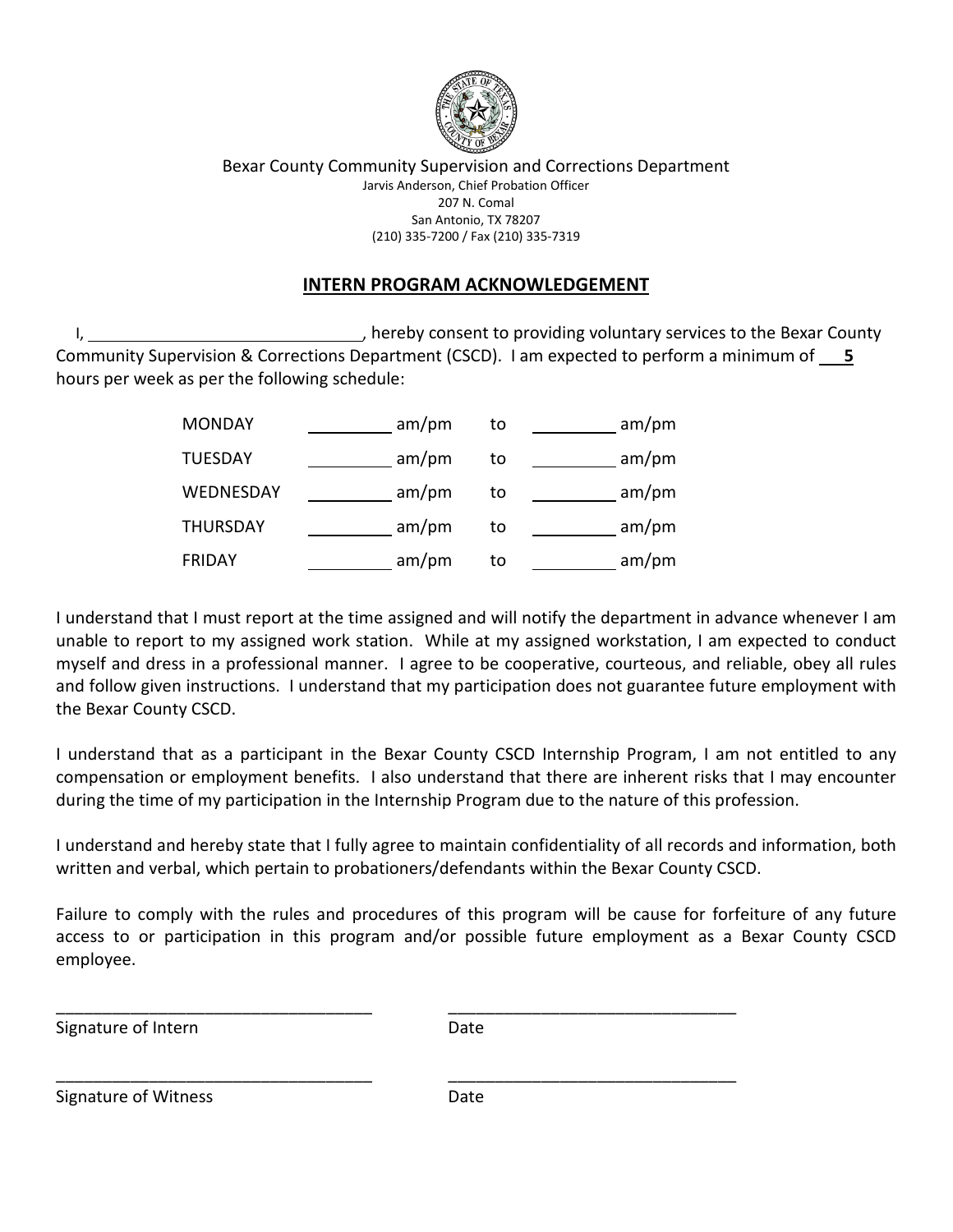Bexar County Community Supervision and Corrections Department

Jarvis Anderson, Chief Probation Officer
207 N. Comal
San Antonio, TX 78207
(210) 335-7200 / Fax (210) 335-7319

## INTERN PROGRAM ACKNOWLEDGEMENT

I, ______________________________, hereby consent to providing voluntary services to the Bexar County Community Supervision & Corrections Department (CSCD). I am expected to perform a minimum of **5** hours per week as per the following schedule:

| | | | | |
|---|---|---|---|---|
| MONDAY | _________ am/pm | to | _________ am/pm |
| TUESDAY | _________ am/pm | to | _________ am/pm |
| WEDNESDAY | _________ am/pm | to | _________ am/pm |
| THURSDAY | _________ am/pm | to | _________ am/pm |
| FRIDAY | _________ am/pm | to | _________ am/pm |

I understand that I must report at the time assigned and will notify the department in advance whenever I am unable to report to my assigned work station. While at my assigned workstation, I am expected to conduct myself and dress in a professional manner. I agree to be cooperative, courteous, and reliable, obey all rules and follow given instructions. I understand that my participation does not guarantee future employment with the Bexar County CSCD.

I understand that as a participant in the Bexar County CSCD Internship Program, I am not entitled to any compensation or employment benefits. I also understand that there are inherent risks that I may encounter during the time of my participation in the Internship Program due to the nature of this profession.

I understand and hereby state that I fully agree to maintain confidentiality of all records and information, both written and verbal, which pertain to probationers/defendants within the Bexar County CSCD.

Failure to comply with the rules and procedures of this program will be cause for forfeiture of any future access to or participation in this program and/or possible future employment as a Bexar County CSCD employee.

__________________________________ __________________________________
Signature of Intern Date

__________________________________ __________________________________
Signature of Witness Date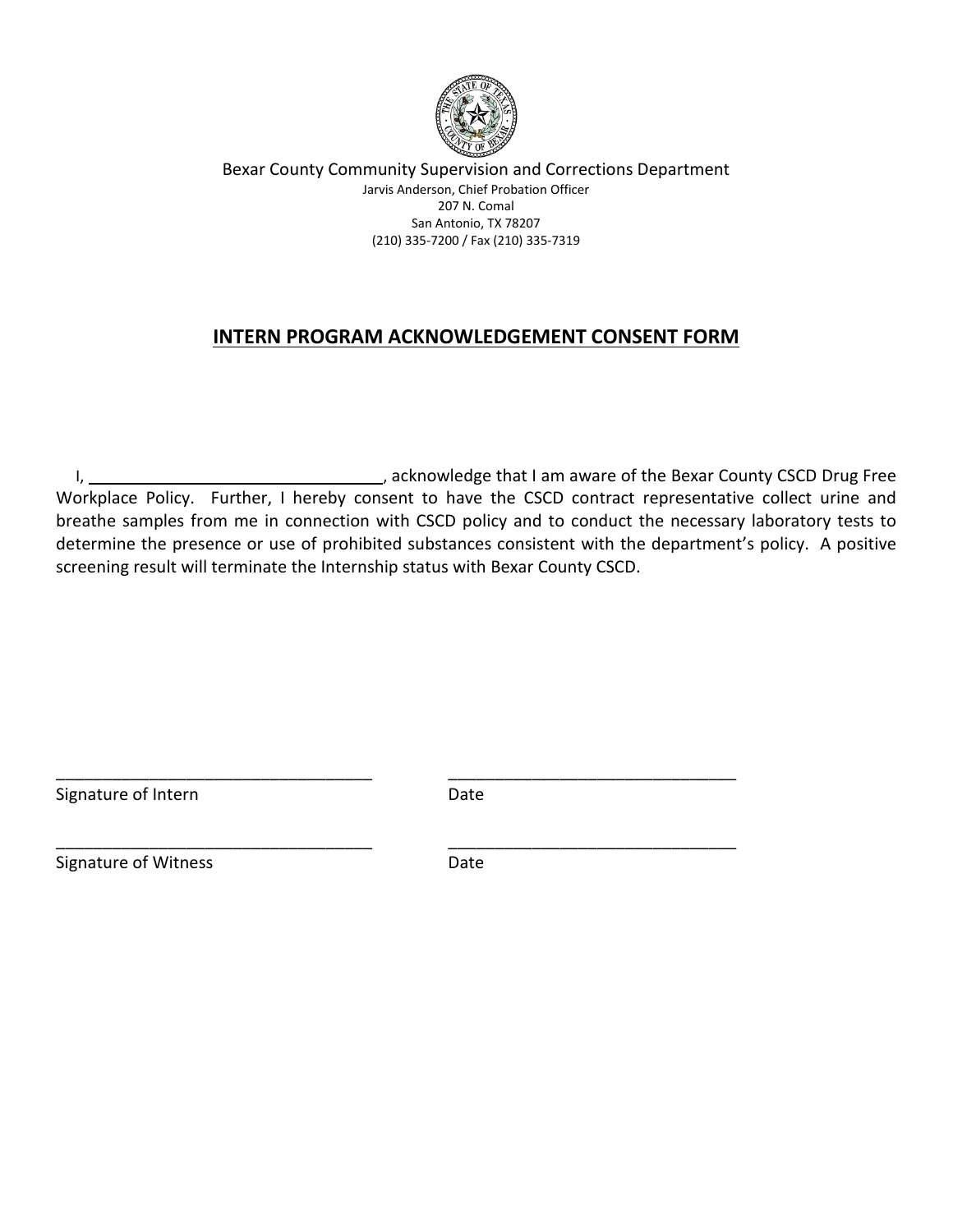Bexar County Community Supervision and Corrections Department

Jarvis Anderson, Chief Probation Officer
207 N. Comal
San Antonio, TX 78207
(210) 335-7200 / Fax (210) 335-7319

## INTERN PROGRAM ACKNOWLEDGEMENT CONSENT FORM

I, ________________________________, acknowledge that I am aware of the Bexar County CSCD Drug Free Workplace Policy. Further, I hereby consent to have the CSCD contract representative collect urine and breathe samples from me in connection with CSCD policy and to conduct the necessary laboratory tests to determine the presence or use of prohibited substances consistent with the department's policy. A positive screening result will terminate the Internship status with Bexar County CSCD.

__________________________________ __________________________________
Signature of Intern Date

__________________________________ __________________________________
Signature of Witness Date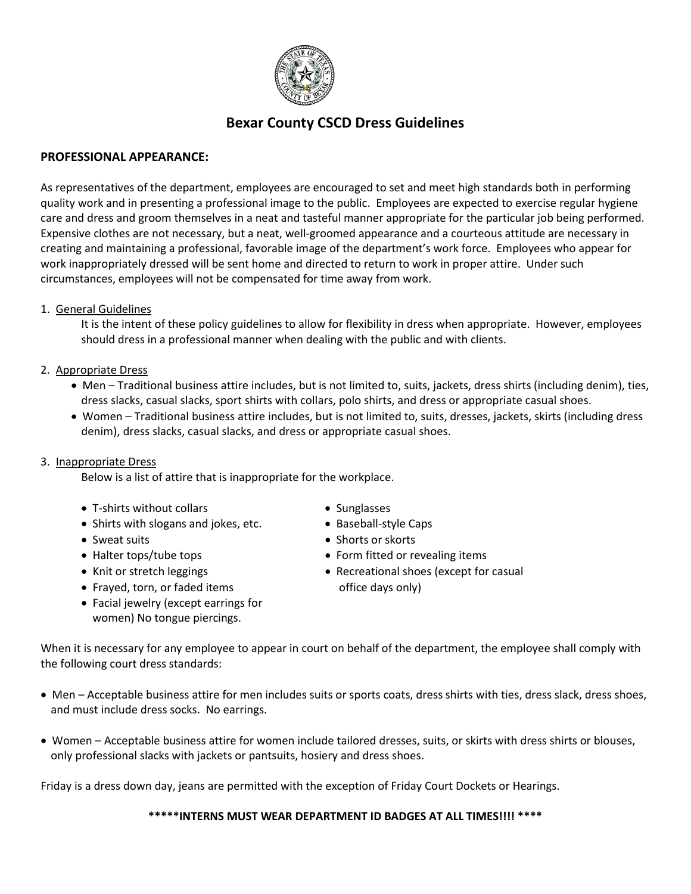# Bexar County CSCD Dress Guidelines

**PROFESSIONAL APPEARANCE:**

As representatives of the department, employees are encouraged to set and meet high standards both in performing quality work and in presenting a professional image to the public. Employees are expected to exercise regular hygiene care and dress and groom themselves in a neat and tasteful manner appropriate for the particular job being performed. Expensive clothes are not necessary, but a neat, well-groomed appearance and a courteous attitude are necessary in creating and maintaining a professional, favorable image of the department's work force. Employees who appear for work inappropriately dressed will be sent home and directed to return to work in proper attire. Under such circumstances, employees will not be compensated for time away from work.

1. General Guidelines

   It is the intent of these policy guidelines to allow for flexibility in dress when appropriate. However, employees should dress in a professional manner when dealing with the public and with clients.

2. Appropriate Dress
   - Men – Traditional business attire includes, but is not limited to, suits, jackets, dress shirts (including denim), ties, dress slacks, casual slacks, sport shirts with collars, polo shirts, and dress or appropriate casual shoes.
   - Women – Traditional business attire includes, but is not limited to, suits, dresses, jackets, skirts (including dress denim), dress slacks, casual slacks, and dress or appropriate casual shoes.

3. Inappropriate Dress

   Below is a list of attire that is inappropriate for the workplace.

   - T-shirts without collars
   - Shirts with slogans and jokes, etc.
   - Sweat suits
   - Halter tops/tube tops
   - Knit or stretch leggings
   - Frayed, torn, or faded items
   - Facial jewelry (except earrings for women) No tongue piercings.
   - Sunglasses
   - Baseball-style Caps
   - Shorts or skorts
   - Form fitted or revealing items
   - Recreational shoes (except for casual office days only)

When it is necessary for any employee to appear in court on behalf of the department, the employee shall comply with the following court dress standards:

- Men – Acceptable business attire for men includes suits or sports coats, dress shirts with ties, dress slack, dress shoes, and must include dress socks. No earrings.

- Women – Acceptable business attire for women include tailored dresses, suits, or skirts with dress shirts or blouses, only professional slacks with jackets or pantsuits, hosiery and dress shoes.

Friday is a dress down day, jeans are permitted with the exception of Friday Court Dockets or Hearings.

**\*\*\*\*\*INTERNS MUST WEAR DEPARTMENT ID BADGES AT ALL TIMES!!!! \*\*\*\***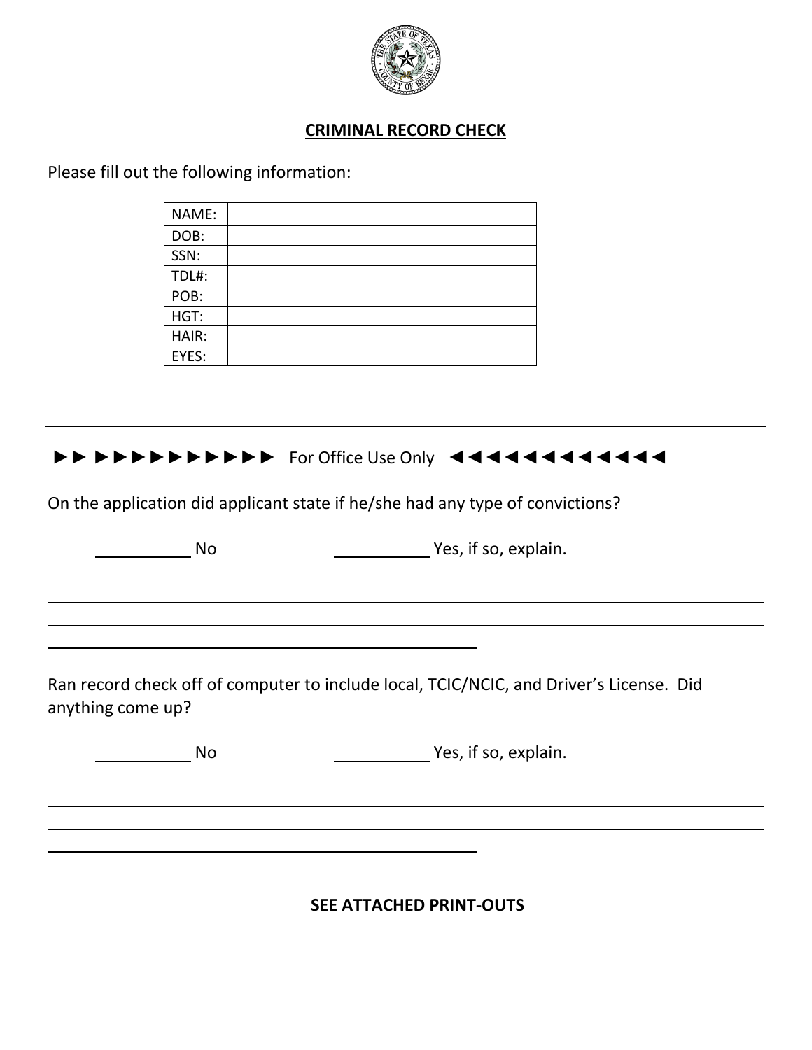## CRIMINAL RECORD CHECK

Please fill out the following information:

| NAME: | |
|---|---|
| DOB: | |
| SSN: | |
| TDL#: | |
| POB: | |
| HGT: | |
| HAIR: | |
| EYES: | |

---

►► ►►►►►►►►►►► For Office Use Only ◄◄◄◄◄◄◄◄◄◄◄◄◄

On the application did applicant state if he/she had any type of convictions?

__________ No &nbsp;&nbsp;&nbsp;&nbsp;&nbsp;&nbsp;&nbsp;&nbsp;&nbsp;&nbsp; __________ Yes, if so, explain.

______________________________________________________________________________

______________________________________________________________________________

______________________________________________

Ran record check off of computer to include local, TCIC/NCIC, and Driver's License. Did anything come up?

__________ No &nbsp;&nbsp;&nbsp;&nbsp;&nbsp;&nbsp;&nbsp;&nbsp;&nbsp;&nbsp; __________ Yes, if so, explain.

______________________________________________________________________________

______________________________________________________________________________

______________________________________________

**SEE ATTACHED PRINT-OUTS**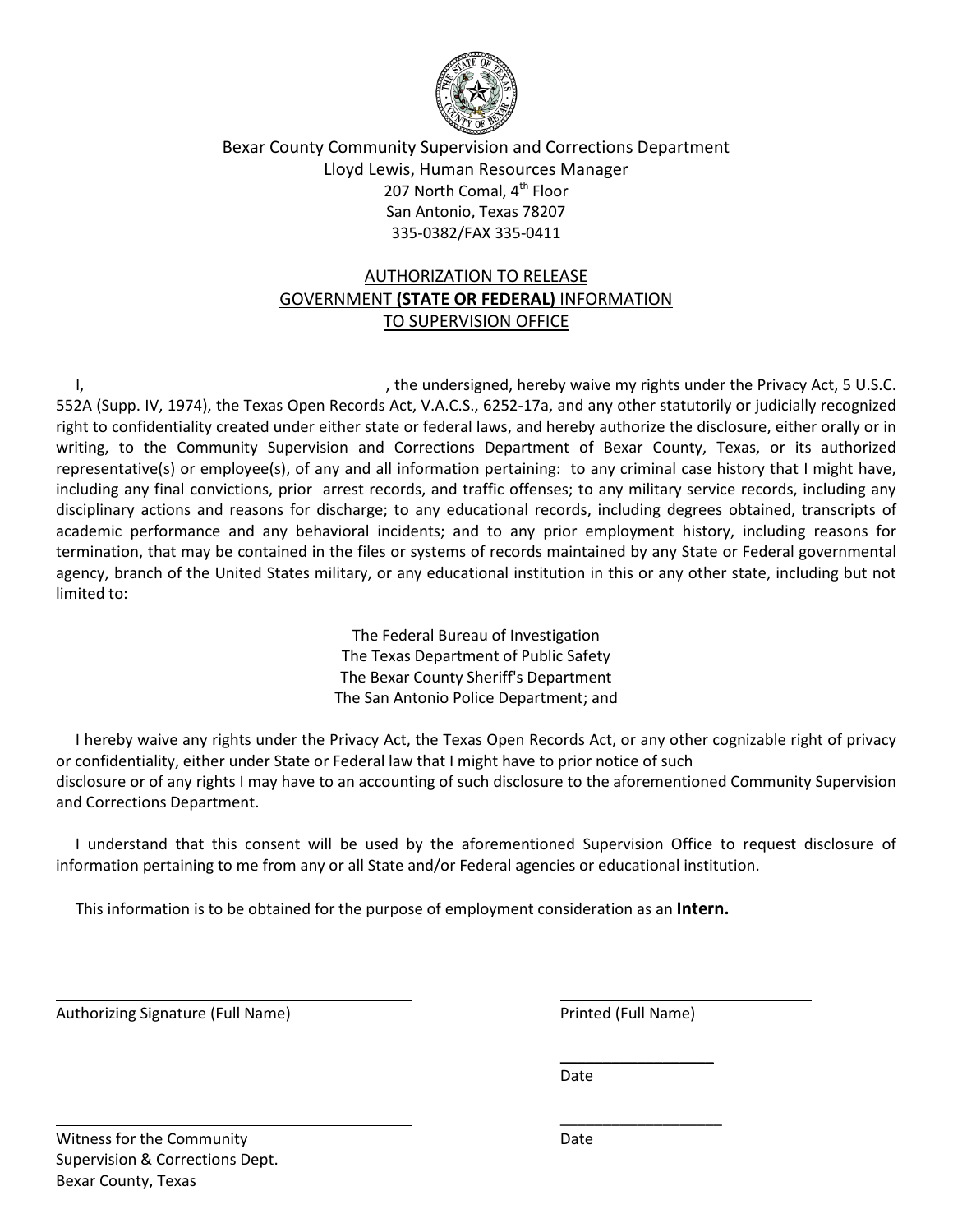Bexar County Community Supervision and Corrections Department
Lloyd Lewis, Human Resources Manager
207 North Comal, 4th Floor
San Antonio, Texas 78207
335-0382/FAX 335-0411

## AUTHORIZATION TO RELEASE GOVERNMENT **(STATE OR FEDERAL)** INFORMATION TO SUPERVISION OFFICE

I, ___________________________________, the undersigned, hereby waive my rights under the Privacy Act, 5 U.S.C. 552A (Supp. IV, 1974), the Texas Open Records Act, V.A.C.S., 6252-17a, and any other statutorily or judicially recognized right to confidentiality created under either state or federal laws, and hereby authorize the disclosure, either orally or in writing, to the Community Supervision and Corrections Department of Bexar County, Texas, or its authorized representative(s) or employee(s), of any and all information pertaining: to any criminal case history that I might have, including any final convictions, prior arrest records, and traffic offenses; to any military service records, including any disciplinary actions and reasons for discharge; to any educational records, including degrees obtained, transcripts of academic performance and any behavioral incidents; and to any prior employment history, including reasons for termination, that may be contained in the files or systems of records maintained by any State or Federal governmental agency, branch of the United States military, or any educational institution in this or any other state, including but not limited to:

The Federal Bureau of Investigation
The Texas Department of Public Safety
The Bexar County Sheriff's Department
The San Antonio Police Department; and

I hereby waive any rights under the Privacy Act, the Texas Open Records Act, or any other cognizable right of privacy or confidentiality, either under State or Federal law that I might have to prior notice of such disclosure or of any rights I may have to an accounting of such disclosure to the aforementioned Community Supervision and Corrections Department.

I understand that this consent will be used by the aforementioned Supervision Office to request disclosure of information pertaining to me from any or all State and/or Federal agencies or educational institution.

This information is to be obtained for the purpose of employment consideration as an **Intern.**

_______________________________________
Authorizing Signature (Full Name)

_______________________________
Printed (Full Name)

___________________
Date

_______________________________________
Witness for the Community
Supervision & Corrections Dept.
Bexar County, Texas

___________________
Date